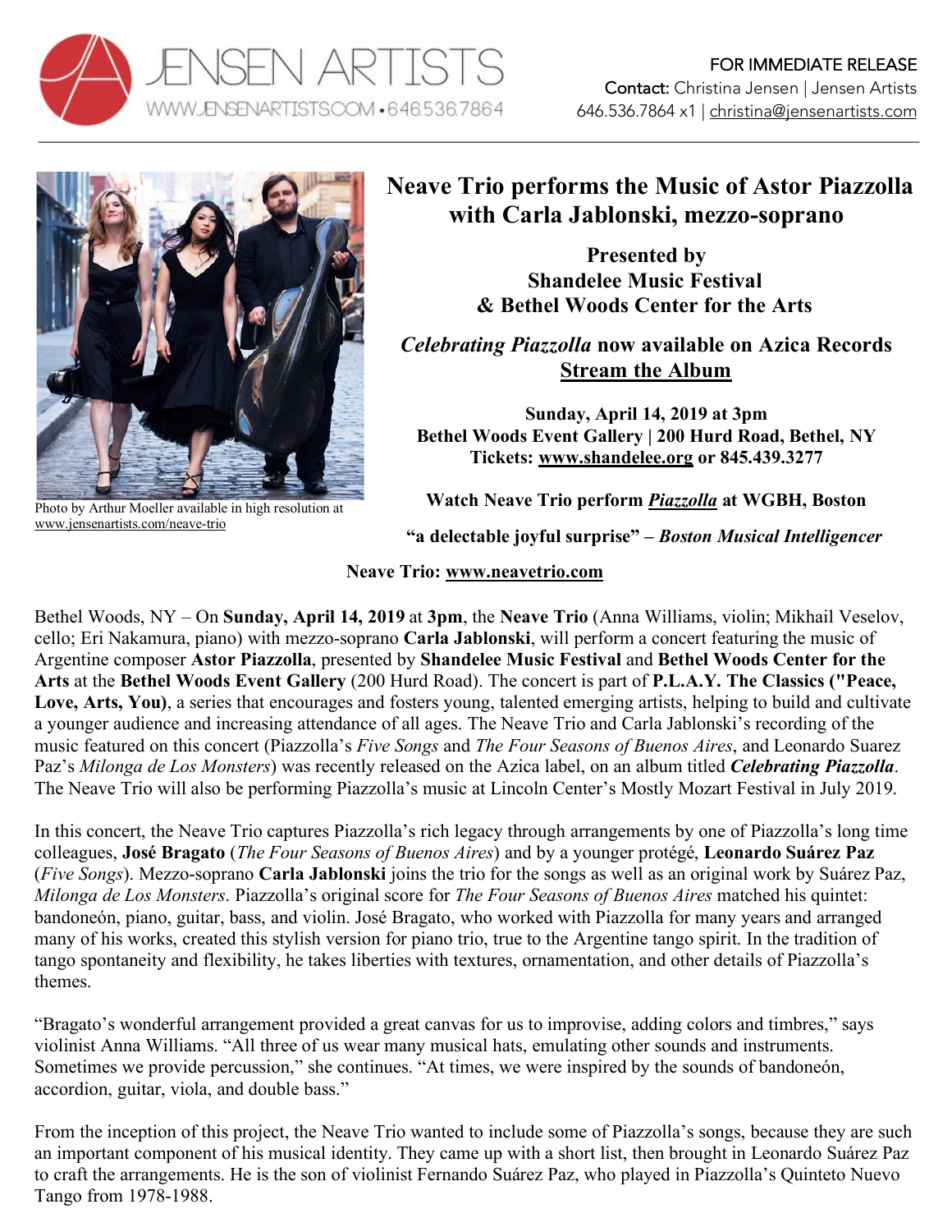JENSEN ARTISTS
WWW.JENSENARTISTS.COM • 646.536.7864

FOR IMMEDIATE RELEASE
**Contact:** Christina Jensen | Jensen Artists
646.536.7864 x1 | christina@jensenartists.com

Photo by Arthur Moeller available in high resolution at www.jensenartists.com/neave-trio

# Neave Trio performs the Music of Astor Piazzolla with Carla Jablonski, mezzo-soprano

**Presented by**
**Shandelee Music Festival**
**& Bethel Woods Center for the Arts**

***Celebrating Piazzolla*** **now available on Azica Records**
**Stream the Album**

**Sunday, April 14, 2019 at 3pm**
**Bethel Woods Event Gallery | 200 Hurd Road, Bethel, NY**
**Tickets: www.shandelee.org or 845.439.3277**

**Watch Neave Trio perform *Piazzolla* at WGBH, Boston**

**"a delectable joyful surprise" – *Boston Musical Intelligencer***

**Neave Trio: www.neavetrio.com**

Bethel Woods, NY – On **Sunday, April 14, 2019** at **3pm**, the **Neave Trio** (Anna Williams, violin; Mikhail Veselov, cello; Eri Nakamura, piano) with mezzo-soprano **Carla Jablonski**, will perform a concert featuring the music of Argentine composer **Astor Piazzolla**, presented by **Shandelee Music Festival** and **Bethel Woods Center for the Arts** at the **Bethel Woods Event Gallery** (200 Hurd Road). The concert is part of **P.L.A.Y. The Classics ("Peace, Love, Arts, You)**, a series that encourages and fosters young, talented emerging artists, helping to build and cultivate a younger audience and increasing attendance of all ages. The Neave Trio and Carla Jablonski's recording of the music featured on this concert (Piazzolla's *Five Songs* and *The Four Seasons of Buenos Aires*, and Leonardo Suarez Paz's *Milonga de Los Monsters*) was recently released on the Azica label, on an album titled ***Celebrating Piazzolla***. The Neave Trio will also be performing Piazzolla's music at Lincoln Center's Mostly Mozart Festival in July 2019.

In this concert, the Neave Trio captures Piazzolla's rich legacy through arrangements by one of Piazzolla's long time colleagues, **José Bragato** (*The Four Seasons of Buenos Aires*) and by a younger protégé, **Leonardo Suárez Paz** (*Five Songs*). Mezzo-soprano **Carla Jablonski** joins the trio for the songs as well as an original work by Suárez Paz, *Milonga de Los Monsters*. Piazzolla's original score for *The Four Seasons of Buenos Aires* matched his quintet: bandoneón, piano, guitar, bass, and violin. José Bragato, who worked with Piazzolla for many years and arranged many of his works, created this stylish version for piano trio, true to the Argentine tango spirit. In the tradition of tango spontaneity and flexibility, he takes liberties with textures, ornamentation, and other details of Piazzolla's themes.

"Bragato's wonderful arrangement provided a great canvas for us to improvise, adding colors and timbres," says violinist Anna Williams. "All three of us wear many musical hats, emulating other sounds and instruments. Sometimes we provide percussion," she continues. "At times, we were inspired by the sounds of bandoneón, accordion, guitar, viola, and double bass."

From the inception of this project, the Neave Trio wanted to include some of Piazzolla's songs, because they are such an important component of his musical identity. They came up with a short list, then brought in Leonardo Suárez Paz to craft the arrangements. He is the son of violinist Fernando Suárez Paz, who played in Piazzolla's Quinteto Nuevo Tango from 1978-1988.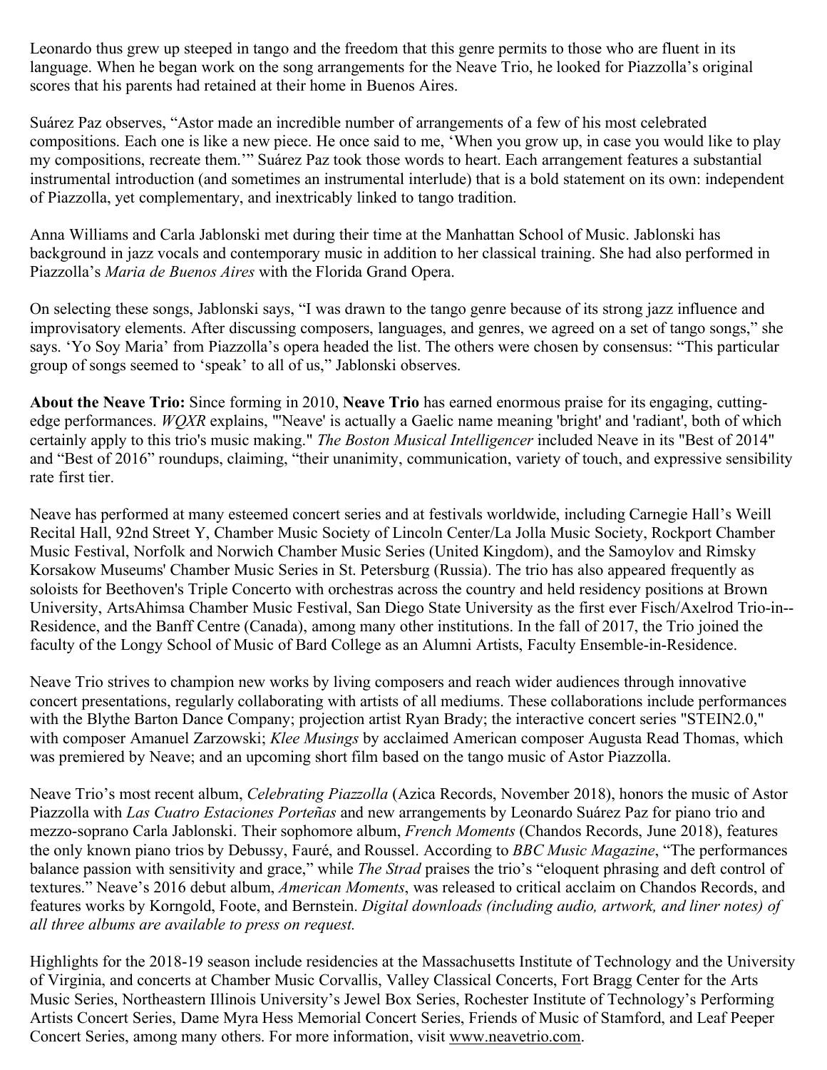Leonardo thus grew up steeped in tango and the freedom that this genre permits to those who are fluent in its language. When he began work on the song arrangements for the Neave Trio, he looked for Piazzolla's original scores that his parents had retained at their home in Buenos Aires.

Suárez Paz observes, "Astor made an incredible number of arrangements of a few of his most celebrated compositions. Each one is like a new piece. He once said to me, 'When you grow up, in case you would like to play my compositions, recreate them.'" Suárez Paz took those words to heart. Each arrangement features a substantial instrumental introduction (and sometimes an instrumental interlude) that is a bold statement on its own: independent of Piazzolla, yet complementary, and inextricably linked to tango tradition.

Anna Williams and Carla Jablonski met during their time at the Manhattan School of Music. Jablonski has background in jazz vocals and contemporary music in addition to her classical training. She had also performed in Piazzolla's *Maria de Buenos Aires* with the Florida Grand Opera.

On selecting these songs, Jablonski says, "I was drawn to the tango genre because of its strong jazz influence and improvisatory elements. After discussing composers, languages, and genres, we agreed on a set of tango songs," she says. 'Yo Soy Maria' from Piazzolla's opera headed the list. The others were chosen by consensus: "This particular group of songs seemed to 'speak' to all of us," Jablonski observes.

**About the Neave Trio:** Since forming in 2010, **Neave Trio** has earned enormous praise for its engaging, cutting-edge performances. *WQXR* explains, "'Neave' is actually a Gaelic name meaning 'bright' and 'radiant', both of which certainly apply to this trio's music making." *The Boston Musical Intelligencer* included Neave in its "Best of 2014" and "Best of 2016" roundups, claiming, "their unanimity, communication, variety of touch, and expressive sensibility rate first tier.

Neave has performed at many esteemed concert series and at festivals worldwide, including Carnegie Hall's Weill Recital Hall, 92nd Street Y, Chamber Music Society of Lincoln Center/La Jolla Music Society, Rockport Chamber Music Festival, Norfolk and Norwich Chamber Music Series (United Kingdom), and the Samoylov and Rimsky Korsakow Museums' Chamber Music Series in St. Petersburg (Russia). The trio has also appeared frequently as soloists for Beethoven's Triple Concerto with orchestras across the country and held residency positions at Brown University, ArtsAhimsa Chamber Music Festival, San Diego State University as the first ever Fisch/Axelrod Trio-in--Residence, and the Banff Centre (Canada), among many other institutions. In the fall of 2017, the Trio joined the faculty of the Longy School of Music of Bard College as an Alumni Artists, Faculty Ensemble-in-Residence.

Neave Trio strives to champion new works by living composers and reach wider audiences through innovative concert presentations, regularly collaborating with artists of all mediums. These collaborations include performances with the Blythe Barton Dance Company; projection artist Ryan Brady; the interactive concert series "STEIN2.0," with composer Amanuel Zarzowski; *Klee Musings* by acclaimed American composer Augusta Read Thomas, which was premiered by Neave; and an upcoming short film based on the tango music of Astor Piazzolla.

Neave Trio's most recent album, *Celebrating Piazzolla* (Azica Records, November 2018), honors the music of Astor Piazzolla with *Las Cuatro Estaciones Porteñas* and new arrangements by Leonardo Suárez Paz for piano trio and mezzo-soprano Carla Jablonski. Their sophomore album, *French Moments* (Chandos Records, June 2018), features the only known piano trios by Debussy, Fauré, and Roussel. According to *BBC Music Magazine*, "The performances balance passion with sensitivity and grace," while *The Strad* praises the trio's "eloquent phrasing and deft control of textures." Neave's 2016 debut album, *American Moments*, was released to critical acclaim on Chandos Records, and features works by Korngold, Foote, and Bernstein. *Digital downloads (including audio, artwork, and liner notes) of all three albums are available to press on request.*

Highlights for the 2018-19 season include residencies at the Massachusetts Institute of Technology and the University of Virginia, and concerts at Chamber Music Corvallis, Valley Classical Concerts, Fort Bragg Center for the Arts Music Series, Northeastern Illinois University's Jewel Box Series, Rochester Institute of Technology's Performing Artists Concert Series, Dame Myra Hess Memorial Concert Series, Friends of Music of Stamford, and Leaf Peeper Concert Series, among many others. For more information, visit www.neavetrio.com.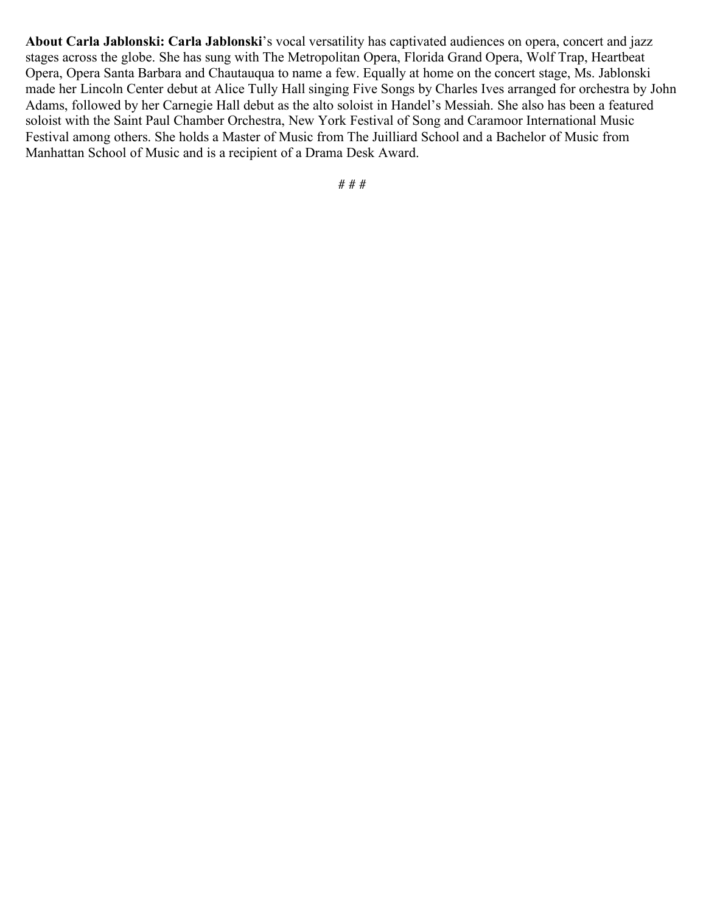**About Carla Jablonski: Carla Jablonski**'s vocal versatility has captivated audiences on opera, concert and jazz stages across the globe. She has sung with The Metropolitan Opera, Florida Grand Opera, Wolf Trap, Heartbeat Opera, Opera Santa Barbara and Chautauqua to name a few. Equally at home on the concert stage, Ms. Jablonski made her Lincoln Center debut at Alice Tully Hall singing Five Songs by Charles Ives arranged for orchestra by John Adams, followed by her Carnegie Hall debut as the alto soloist in Handel's Messiah. She also has been a featured soloist with the Saint Paul Chamber Orchestra, New York Festival of Song and Caramoor International Music Festival among others. She holds a Master of Music from The Juilliard School and a Bachelor of Music from Manhattan School of Music and is a recipient of a Drama Desk Award.

# # #